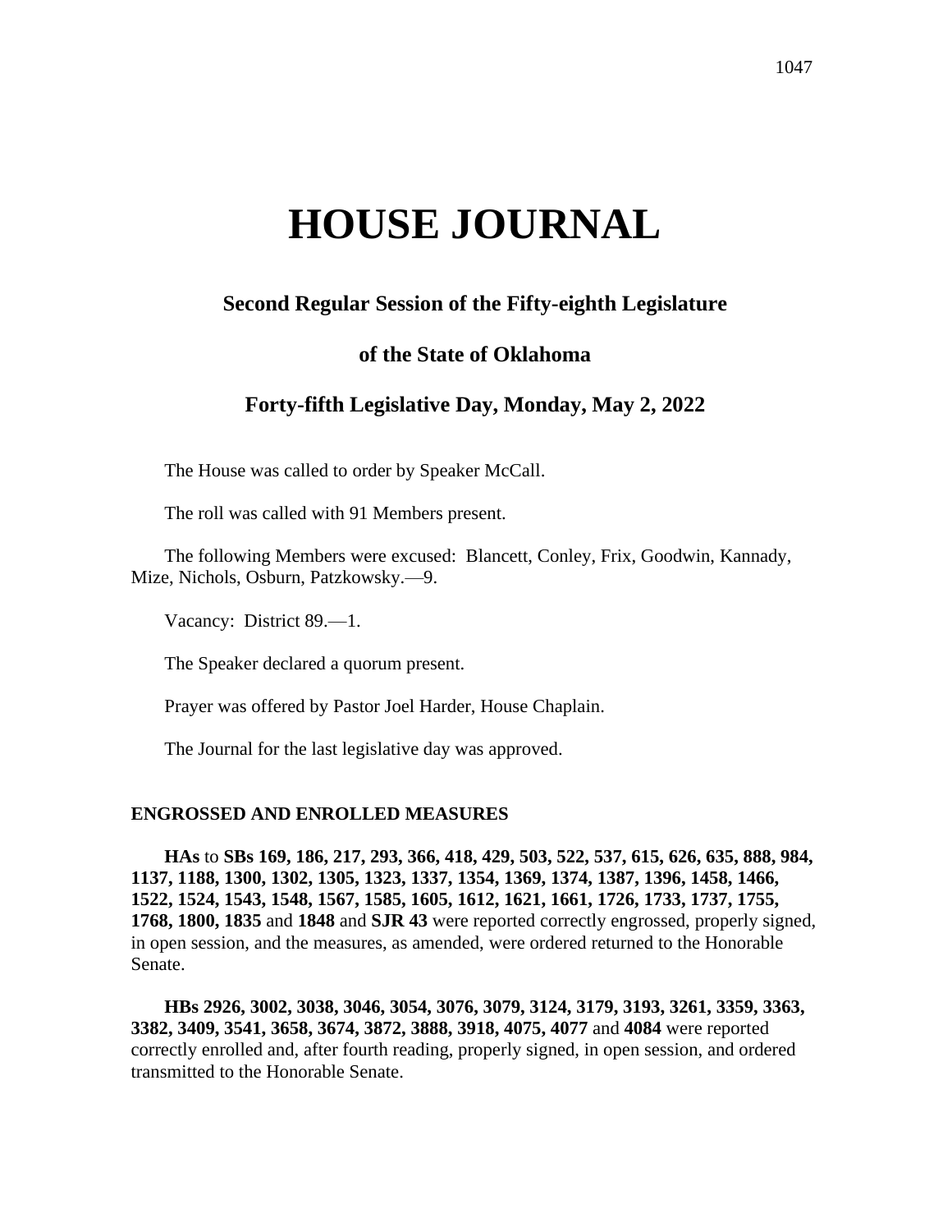# HOUSE JOURNAL

## Second Regular Session of the Fifty-eighth Legislature

## of the State of Oklahoma

## Forty-fifth Legislative Day, Monday, May 2, 2022

The House was called to order by Speaker McCall.

The roll was called with 91 Members present.

The following Members were excused: Blancett, Conley, Frix, Goodwin, Kannady, Mize, Nichols, Osburn, Patzkowsky.—9.

Vacancy: District 89.—1.

The Speaker declared a quorum present.

Prayer was offered by Pastor Joel Harder, House Chaplain.

The Journal for the last legislative day was approved.

**ENGROSSED AND ENROLLED MEASURES**

**HAs** to **SBs 169, 186, 217, 293, 366, 418, 429, 503, 522, 537, 615, 626, 635, 888, 984, 1137, 1188, 1300, 1302, 1305, 1323, 1337, 1354, 1369, 1374, 1387, 1396, 1458, 1466, 1522, 1524, 1543, 1548, 1567, 1585, 1605, 1612, 1621, 1661, 1726, 1733, 1737, 1755, 1768, 1800, 1835** and **1848** and **SJR 43** were reported correctly engrossed, properly signed, in open session, and the measures, as amended, were ordered returned to the Honorable Senate.

**HBs 2926, 3002, 3038, 3046, 3054, 3076, 3079, 3124, 3179, 3193, 3261, 3359, 3363, 3382, 3409, 3541, 3658, 3674, 3872, 3888, 3918, 4075, 4077** and **4084** were reported correctly enrolled and, after fourth reading, properly signed, in open session, and ordered transmitted to the Honorable Senate.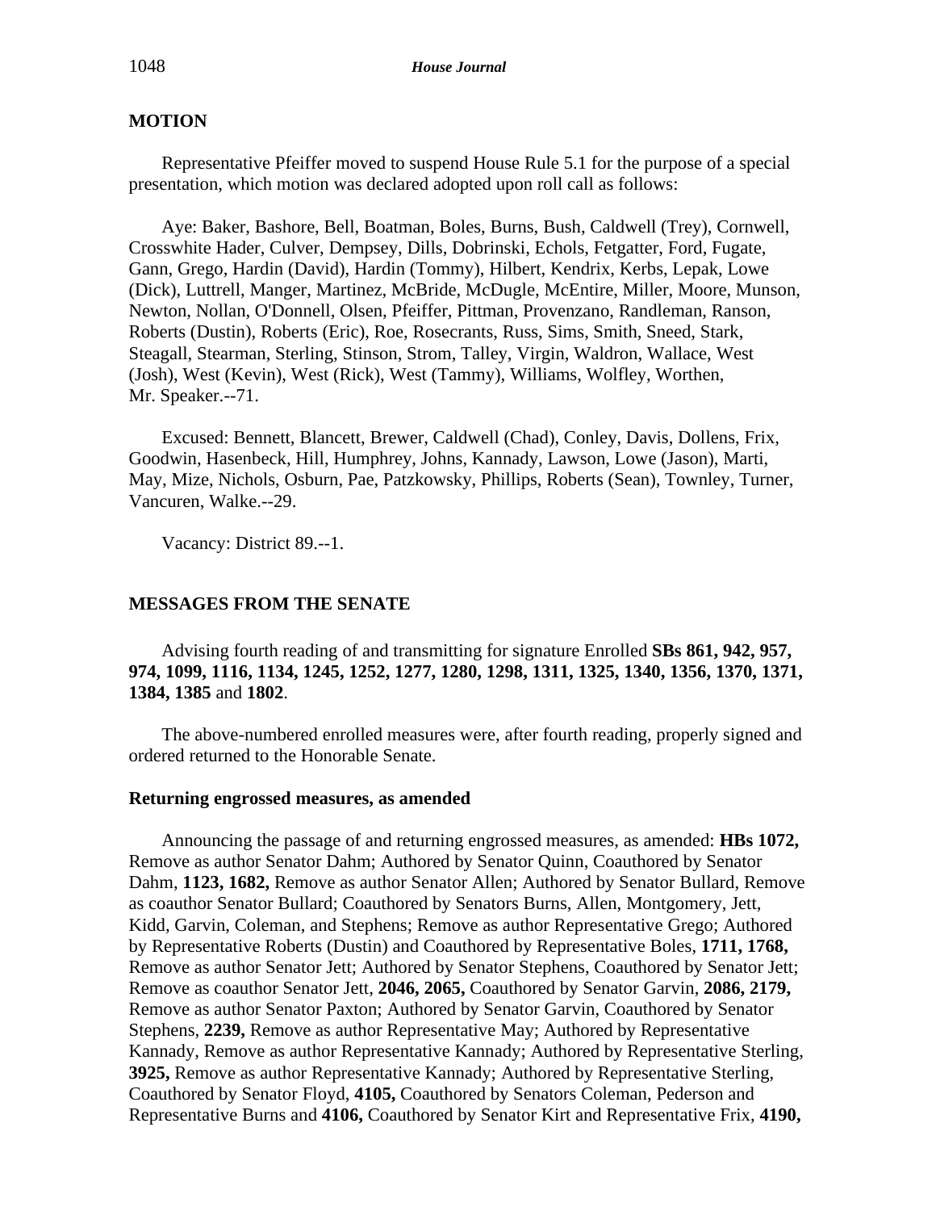## MOTION

Representative Pfeiffer moved to suspend House Rule 5.1 for the purpose of a special presentation, which motion was declared adopted upon roll call as follows:

Aye: Baker, Bashore, Bell, Boatman, Boles, Burns, Bush, Caldwell (Trey), Cornwell, Crosswhite Hader, Culver, Dempsey, Dills, Dobrinski, Echols, Fetgatter, Ford, Fugate, Gann, Grego, Hardin (David), Hardin (Tommy), Hilbert, Kendrix, Kerbs, Lepak, Lowe (Dick), Luttrell, Manger, Martinez, McBride, McDugle, McEntire, Miller, Moore, Munson, Newton, Nollan, O'Donnell, Olsen, Pfeiffer, Pittman, Provenzano, Randleman, Ranson, Roberts (Dustin), Roberts (Eric), Roe, Rosecrants, Russ, Sims, Smith, Sneed, Stark, Steagall, Stearman, Sterling, Stinson, Strom, Talley, Virgin, Waldron, Wallace, West (Josh), West (Kevin), West (Rick), West (Tammy), Williams, Wolfley, Worthen, Mr. Speaker.--71.

Excused: Bennett, Blancett, Brewer, Caldwell (Chad), Conley, Davis, Dollens, Frix, Goodwin, Hasenbeck, Hill, Humphrey, Johns, Kannady, Lawson, Lowe (Jason), Marti, May, Mize, Nichols, Osburn, Pae, Patzkowsky, Phillips, Roberts (Sean), Townley, Turner, Vancuren, Walke.--29.

Vacancy: District 89.--1.

## MESSAGES FROM THE SENATE

Advising fourth reading of and transmitting for signature Enrolled **SBs 861, 942, 957, 974, 1099, 1116, 1134, 1245, 1252, 1277, 1280, 1298, 1311, 1325, 1340, 1356, 1370, 1371, 1384, 1385** and **1802**.

The above-numbered enrolled measures were, after fourth reading, properly signed and ordered returned to the Honorable Senate.

### Returning engrossed measures, as amended

Announcing the passage of and returning engrossed measures, as amended: **HBs 1072,** Remove as author Senator Dahm; Authored by Senator Quinn, Coauthored by Senator Dahm, **1123, 1682,** Remove as author Senator Allen; Authored by Senator Bullard, Remove as coauthor Senator Bullard; Coauthored by Senators Burns, Allen, Montgomery, Jett, Kidd, Garvin, Coleman, and Stephens; Remove as author Representative Grego; Authored by Representative Roberts (Dustin) and Coauthored by Representative Boles, **1711, 1768,** Remove as author Senator Jett; Authored by Senator Stephens, Coauthored by Senator Jett; Remove as coauthor Senator Jett, **2046, 2065,** Coauthored by Senator Garvin, **2086, 2179,** Remove as author Senator Paxton; Authored by Senator Garvin, Coauthored by Senator Stephens, **2239,** Remove as author Representative May; Authored by Representative Kannady, Remove as author Representative Kannady; Authored by Representative Sterling, **3925,** Remove as author Representative Kannady; Authored by Representative Sterling, Coauthored by Senator Floyd, **4105,** Coauthored by Senators Coleman, Pederson and Representative Burns and **4106,** Coauthored by Senator Kirt and Representative Frix, **4190,**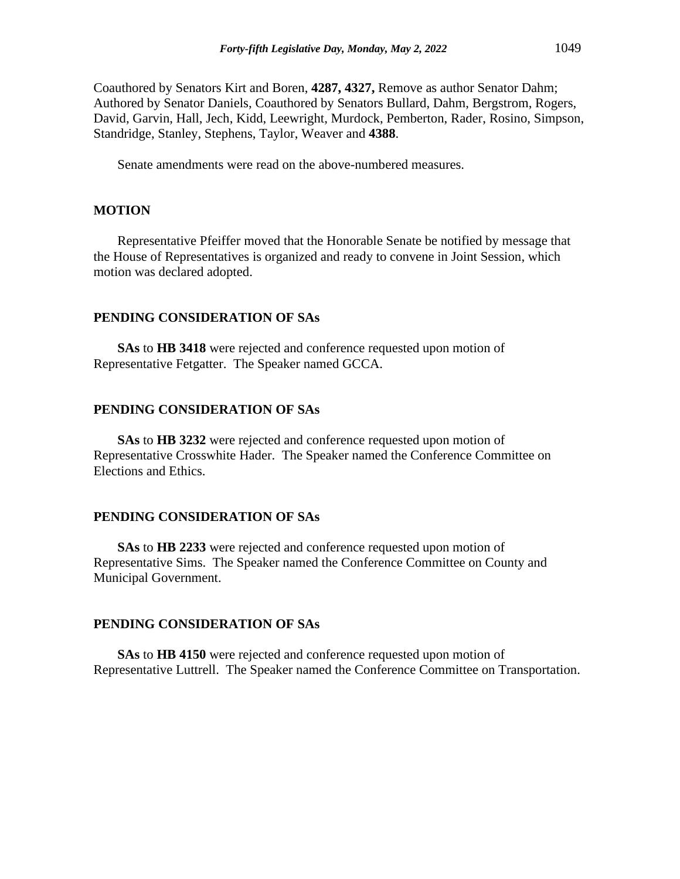Coauthored by Senators Kirt and Boren, **4287, 4327,** Remove as author Senator Dahm; Authored by Senator Daniels, Coauthored by Senators Bullard, Dahm, Bergstrom, Rogers, David, Garvin, Hall, Jech, Kidd, Leewright, Murdock, Pemberton, Rader, Rosino, Simpson, Standridge, Stanley, Stephens, Taylor, Weaver and **4388**.

Senate amendments were read on the above-numbered measures.

**MOTION**

Representative Pfeiffer moved that the Honorable Senate be notified by message that the House of Representatives is organized and ready to convene in Joint Session, which motion was declared adopted.

**PENDING CONSIDERATION OF SAs**

**SAs** to **HB 3418** were rejected and conference requested upon motion of Representative Fetgatter. The Speaker named GCCA.

**PENDING CONSIDERATION OF SAs**

**SAs** to **HB 3232** were rejected and conference requested upon motion of Representative Crosswhite Hader. The Speaker named the Conference Committee on Elections and Ethics.

**PENDING CONSIDERATION OF SAs**

**SAs** to **HB 2233** were rejected and conference requested upon motion of Representative Sims. The Speaker named the Conference Committee on County and Municipal Government.

**PENDING CONSIDERATION OF SAs**

**SAs** to **HB 4150** were rejected and conference requested upon motion of Representative Luttrell. The Speaker named the Conference Committee on Transportation.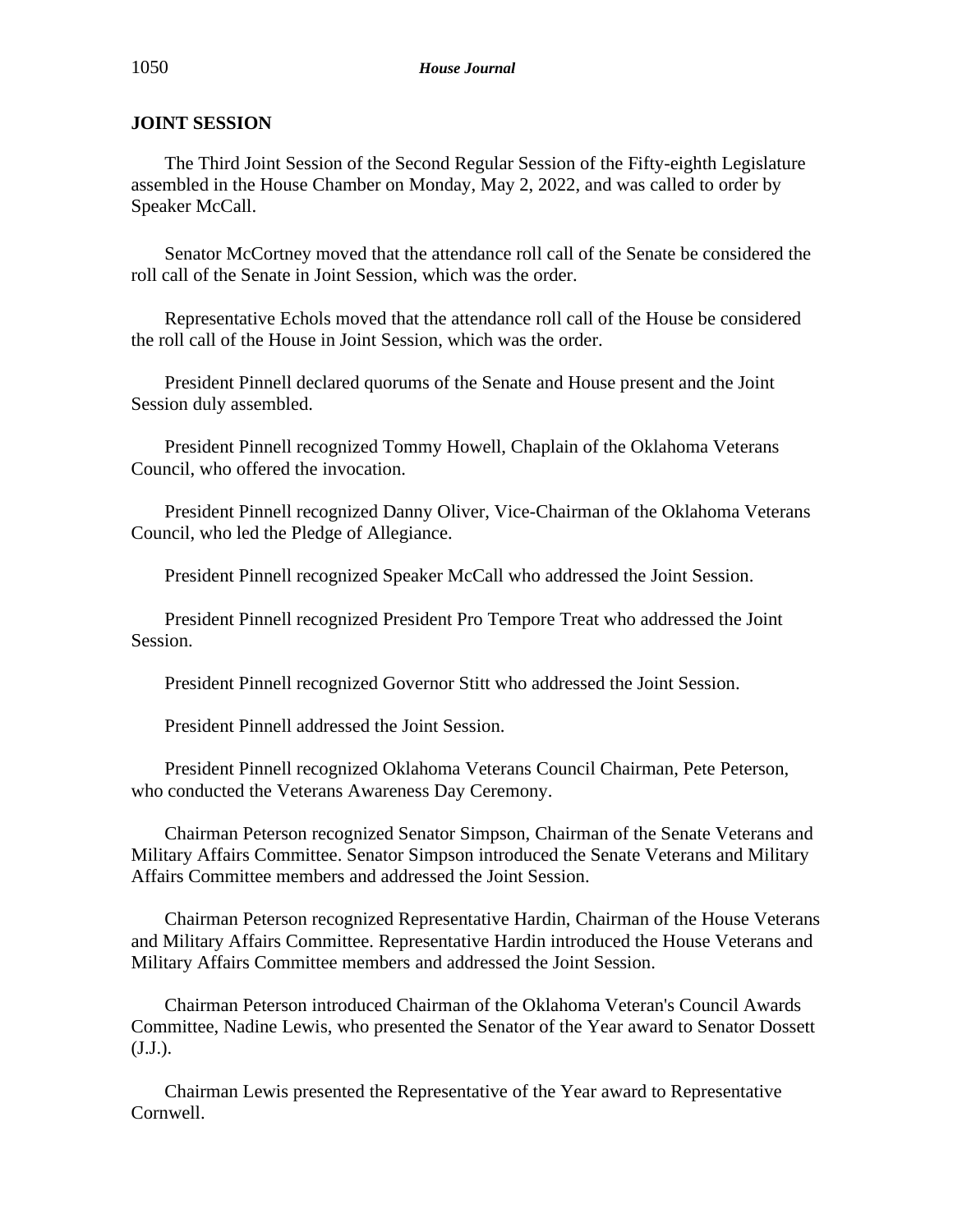## JOINT SESSION

The Third Joint Session of the Second Regular Session of the Fifty-eighth Legislature assembled in the House Chamber on Monday, May 2, 2022, and was called to order by Speaker McCall.

Senator McCortney moved that the attendance roll call of the Senate be considered the roll call of the Senate in Joint Session, which was the order.

Representative Echols moved that the attendance roll call of the House be considered the roll call of the House in Joint Session, which was the order.

President Pinnell declared quorums of the Senate and House present and the Joint Session duly assembled.

President Pinnell recognized Tommy Howell, Chaplain of the Oklahoma Veterans Council, who offered the invocation.

President Pinnell recognized Danny Oliver, Vice-Chairman of the Oklahoma Veterans Council, who led the Pledge of Allegiance.

President Pinnell recognized Speaker McCall who addressed the Joint Session.

President Pinnell recognized President Pro Tempore Treat who addressed the Joint Session.

President Pinnell recognized Governor Stitt who addressed the Joint Session.

President Pinnell addressed the Joint Session.

President Pinnell recognized Oklahoma Veterans Council Chairman, Pete Peterson, who conducted the Veterans Awareness Day Ceremony.

Chairman Peterson recognized Senator Simpson, Chairman of the Senate Veterans and Military Affairs Committee. Senator Simpson introduced the Senate Veterans and Military Affairs Committee members and addressed the Joint Session.

Chairman Peterson recognized Representative Hardin, Chairman of the House Veterans and Military Affairs Committee. Representative Hardin introduced the House Veterans and Military Affairs Committee members and addressed the Joint Session.

Chairman Peterson introduced Chairman of the Oklahoma Veteran's Council Awards Committee, Nadine Lewis, who presented the Senator of the Year award to Senator Dossett (J.J.).

Chairman Lewis presented the Representative of the Year award to Representative Cornwell.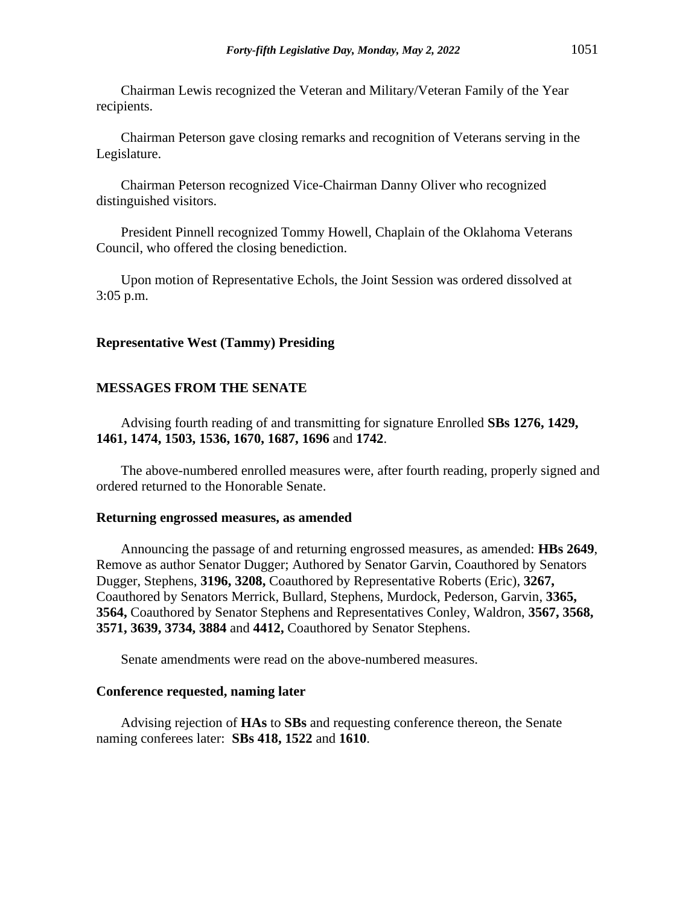Chairman Lewis recognized the Veteran and Military/Veteran Family of the Year recipients.

Chairman Peterson gave closing remarks and recognition of Veterans serving in the Legislature.

Chairman Peterson recognized Vice-Chairman Danny Oliver who recognized distinguished visitors.

President Pinnell recognized Tommy Howell, Chaplain of the Oklahoma Veterans Council, who offered the closing benediction.

Upon motion of Representative Echols, the Joint Session was ordered dissolved at 3:05 p.m.

**Representative West (Tammy) Presiding**

**MESSAGES FROM THE SENATE**

Advising fourth reading of and transmitting for signature Enrolled **SBs 1276, 1429, 1461, 1474, 1503, 1536, 1670, 1687, 1696** and **1742**.

The above-numbered enrolled measures were, after fourth reading, properly signed and ordered returned to the Honorable Senate.

**Returning engrossed measures, as amended**

Announcing the passage of and returning engrossed measures, as amended: **HBs 2649**, Remove as author Senator Dugger; Authored by Senator Garvin, Coauthored by Senators Dugger, Stephens, **3196, 3208,** Coauthored by Representative Roberts (Eric), **3267,** Coauthored by Senators Merrick, Bullard, Stephens, Murdock, Pederson, Garvin, **3365, 3564,** Coauthored by Senator Stephens and Representatives Conley, Waldron, **3567, 3568, 3571, 3639, 3734, 3884** and **4412,** Coauthored by Senator Stephens.

Senate amendments were read on the above-numbered measures.

**Conference requested, naming later**

Advising rejection of **HAs** to **SBs** and requesting conference thereon, the Senate naming conferees later: **SBs 418, 1522** and **1610**.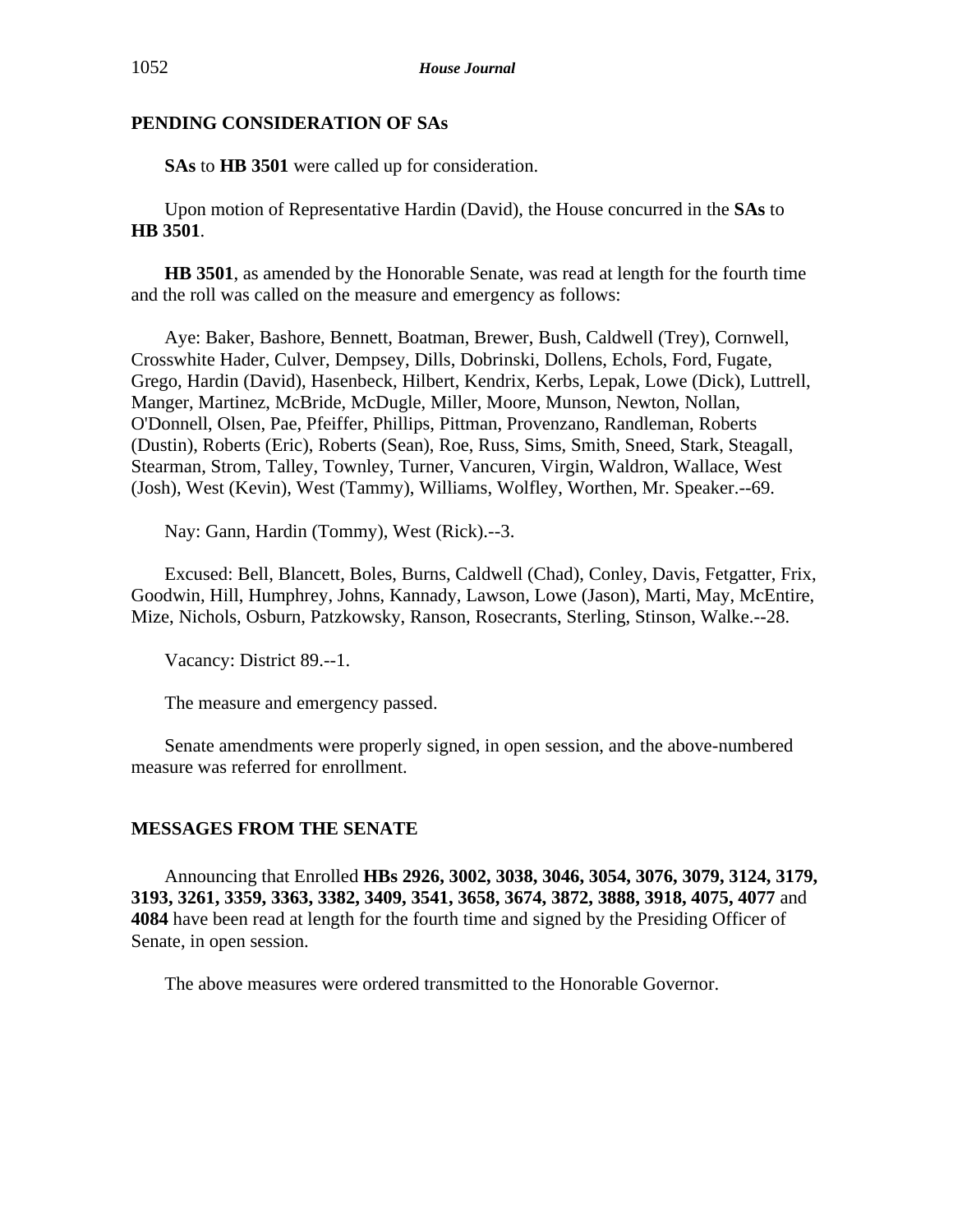## PENDING CONSIDERATION OF SAs

**SAs** to **HB 3501** were called up for consideration.

Upon motion of Representative Hardin (David), the House concurred in the **SAs** to **HB 3501**.

**HB 3501**, as amended by the Honorable Senate, was read at length for the fourth time and the roll was called on the measure and emergency as follows:

Aye: Baker, Bashore, Bennett, Boatman, Brewer, Bush, Caldwell (Trey), Cornwell, Crosswhite Hader, Culver, Dempsey, Dills, Dobrinski, Dollens, Echols, Ford, Fugate, Grego, Hardin (David), Hasenbeck, Hilbert, Kendrix, Kerbs, Lepak, Lowe (Dick), Luttrell, Manger, Martinez, McBride, McDugle, Miller, Moore, Munson, Newton, Nollan, O'Donnell, Olsen, Pae, Pfeiffer, Phillips, Pittman, Provenzano, Randleman, Roberts (Dustin), Roberts (Eric), Roberts (Sean), Roe, Russ, Sims, Smith, Sneed, Stark, Steagall, Stearman, Strom, Talley, Townley, Turner, Vancuren, Virgin, Waldron, Wallace, West (Josh), West (Kevin), West (Tammy), Williams, Wolfley, Worthen, Mr. Speaker.--69.

Nay: Gann, Hardin (Tommy), West (Rick).--3.

Excused: Bell, Blancett, Boles, Burns, Caldwell (Chad), Conley, Davis, Fetgatter, Frix, Goodwin, Hill, Humphrey, Johns, Kannady, Lawson, Lowe (Jason), Marti, May, McEntire, Mize, Nichols, Osburn, Patzkowsky, Ranson, Rosecrants, Sterling, Stinson, Walke.--28.

Vacancy: District 89.--1.

The measure and emergency passed.

Senate amendments were properly signed, in open session, and the above-numbered measure was referred for enrollment.

## MESSAGES FROM THE SENATE

Announcing that Enrolled **HBs 2926, 3002, 3038, 3046, 3054, 3076, 3079, 3124, 3179, 3193, 3261, 3359, 3363, 3382, 3409, 3541, 3658, 3674, 3872, 3888, 3918, 4075, 4077** and **4084** have been read at length for the fourth time and signed by the Presiding Officer of Senate, in open session.

The above measures were ordered transmitted to the Honorable Governor.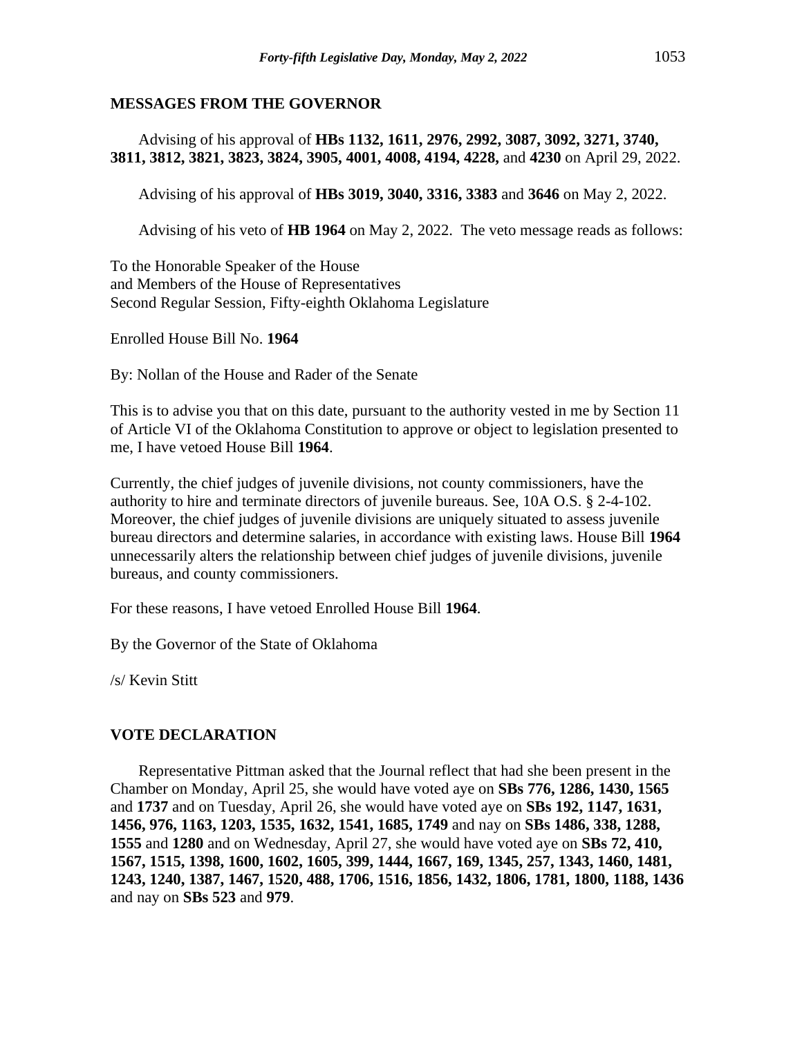## MESSAGES FROM THE GOVERNOR

Advising of his approval of **HBs 1132, 1611, 2976, 2992, 3087, 3092, 3271, 3740, 3811, 3812, 3821, 3823, 3824, 3905, 4001, 4008, 4194, 4228,** and **4230** on April 29, 2022.

Advising of his approval of **HBs 3019, 3040, 3316, 3383** and **3646** on May 2, 2022.

Advising of his veto of **HB 1964** on May 2, 2022. The veto message reads as follows:

To the Honorable Speaker of the House
and Members of the House of Representatives
Second Regular Session, Fifty-eighth Oklahoma Legislature

Enrolled House Bill No. **1964**

By: Nollan of the House and Rader of the Senate

This is to advise you that on this date, pursuant to the authority vested in me by Section 11 of Article VI of the Oklahoma Constitution to approve or object to legislation presented to me, I have vetoed House Bill **1964**.

Currently, the chief judges of juvenile divisions, not county commissioners, have the authority to hire and terminate directors of juvenile bureaus. See, 10A O.S. § 2-4-102. Moreover, the chief judges of juvenile divisions are uniquely situated to assess juvenile bureau directors and determine salaries, in accordance with existing laws. House Bill **1964** unnecessarily alters the relationship between chief judges of juvenile divisions, juvenile bureaus, and county commissioners.

For these reasons, I have vetoed Enrolled House Bill **1964**.

By the Governor of the State of Oklahoma

/s/ Kevin Stitt

## VOTE DECLARATION

Representative Pittman asked that the Journal reflect that had she been present in the Chamber on Monday, April 25, she would have voted aye on **SBs 776, 1286, 1430, 1565** and **1737** and on Tuesday, April 26, she would have voted aye on **SBs 192, 1147, 1631, 1456, 976, 1163, 1203, 1535, 1632, 1541, 1685, 1749** and nay on **SBs 1486, 338, 1288, 1555** and **1280** and on Wednesday, April 27, she would have voted aye on **SBs 72, 410, 1567, 1515, 1398, 1600, 1602, 1605, 399, 1444, 1667, 169, 1345, 257, 1343, 1460, 1481, 1243, 1240, 1387, 1467, 1520, 488, 1706, 1516, 1856, 1432, 1806, 1781, 1800, 1188, 1436** and nay on **SBs 523** and **979**.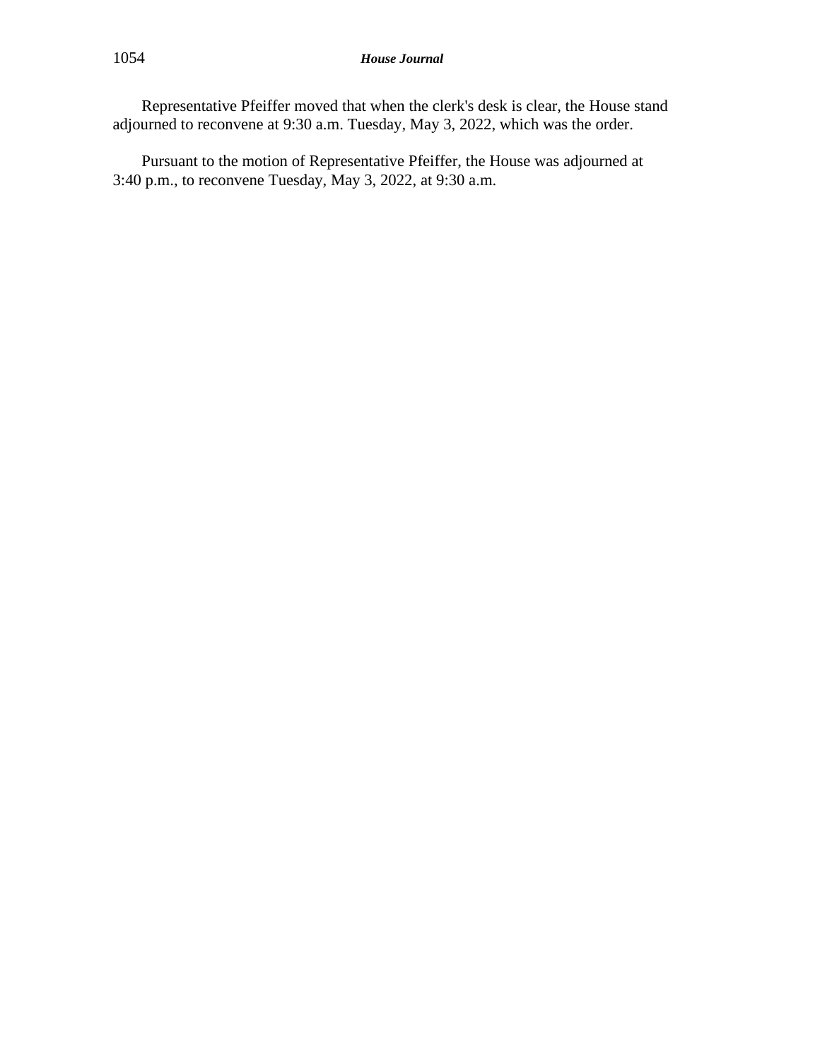Representative Pfeiffer moved that when the clerk's desk is clear, the House stand adjourned to reconvene at 9:30 a.m. Tuesday, May 3, 2022, which was the order.

Pursuant to the motion of Representative Pfeiffer, the House was adjourned at 3:40 p.m., to reconvene Tuesday, May 3, 2022, at 9:30 a.m.